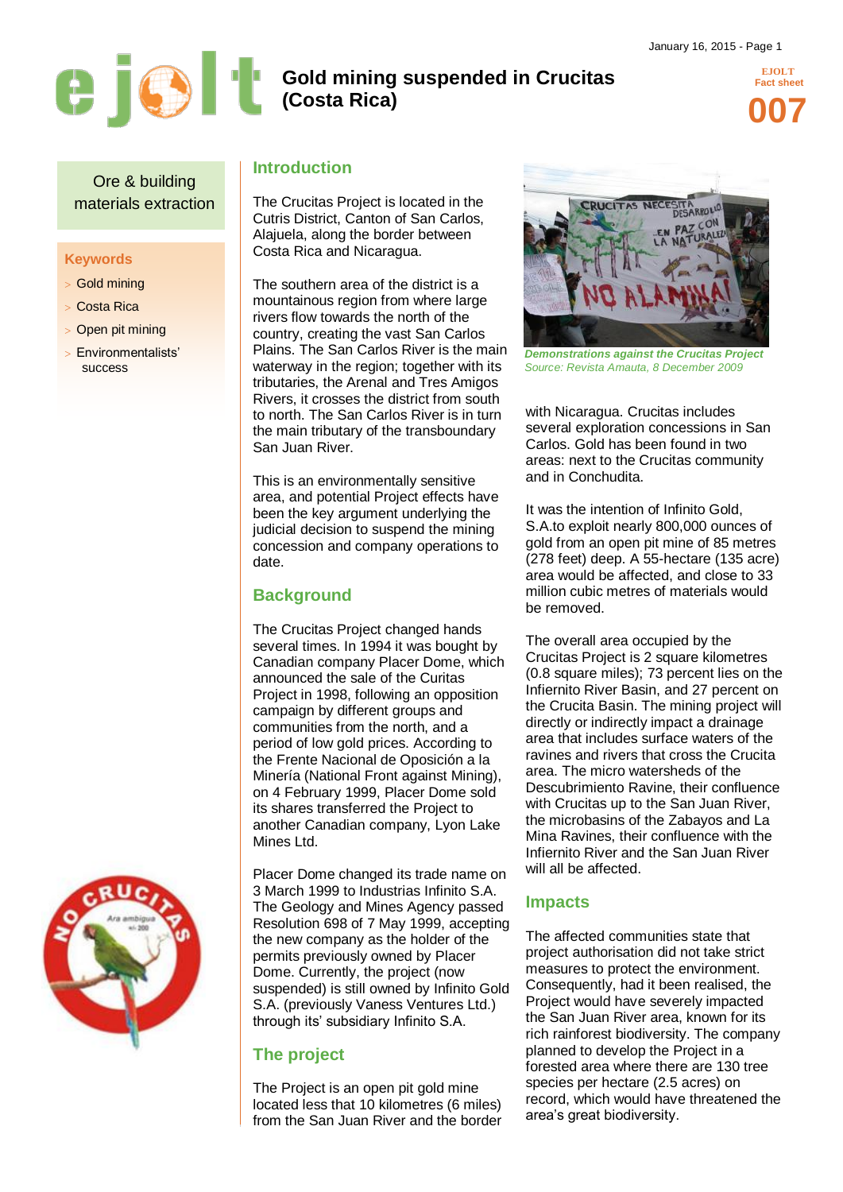# Gold mining suspended in Crucitas (Costa Rica)

EJOLT Fact sheet **007**

Ore & building materials extraction

**Keywords**

- Gold mining
- Costa Rica
- Open pit mining
- Environmentalists' success

## Introduction

The Crucitas Project is located in the Cutris District, Canton of San Carlos, Alajuela, along the border between Costa Rica and Nicaragua.

The southern area of the district is a mountainous region from where large rivers flow towards the north of the country, creating the vast San Carlos Plains. The San Carlos River is the main waterway in the region; together with its tributaries, the Arenal and Tres Amigos Rivers, it crosses the district from south to north. The San Carlos River is in turn the main tributary of the transboundary San Juan River.

This is an environmentally sensitive area, and potential Project effects have been the key argument underlying the judicial decision to suspend the mining concession and company operations to date.

## Background

The Crucitas Project changed hands several times. In 1994 it was bought by Canadian company Placer Dome, which announced the sale of the Curitas Project in 1998, following an opposition campaign by different groups and communities from the north, and a period of low gold prices. According to the Frente Nacional de Oposición a la Minería (National Front against Mining), on 4 February 1999, Placer Dome sold its shares transferred the Project to another Canadian company, Lyon Lake Mines Ltd.

Placer Dome changed its trade name on 3 March 1999 to Industrias Infinito S.A. The Geology and Mines Agency passed Resolution 698 of 7 May 1999, accepting the new company as the holder of the permits previously owned by Placer Dome. Currently, the project (now suspended) is still owned by Infinito Gold S.A. (previously Vaness Ventures Ltd.) through its' subsidiary Infinito S.A.

## The project

The Project is an open pit gold mine located less that 10 kilometres (6 miles) from the San Juan River and the border with Nicaragua. Crucitas includes several exploration concessions in San Carlos. Gold has been found in two areas: next to the Crucitas community and in Conchudita.

*Demonstrations against the Crucitas Project*
*Source: Revista Amauta, 8 December 2009*

It was the intention of Infinito Gold, S.A.to exploit nearly 800,000 ounces of gold from an open pit mine of 85 metres (278 feet) deep. A 55-hectare (135 acre) area would be affected, and close to 33 million cubic metres of materials would be removed.

The overall area occupied by the Crucitas Project is 2 square kilometres (0.8 square miles); 73 percent lies on the Infiernito River Basin, and 27 percent on the Crucita Basin. The mining project will directly or indirectly impact a drainage area that includes surface waters of the ravines and rivers that cross the Crucita area. The micro watersheds of the Descubrimiento Ravine, their confluence with Crucitas up to the San Juan River, the microbasins of the Zabayos and La Mina Ravines, their confluence with the Infiernito River and the San Juan River will all be affected.

## Impacts

The affected communities state that project authorisation did not take strict measures to protect the environment. Consequently, had it been realised, the Project would have severely impacted the San Juan River area, known for its rich rainforest biodiversity. The company planned to develop the Project in a forested area where there are 130 tree species per hectare (2.5 acres) on record, which would have threatened the area's great biodiversity.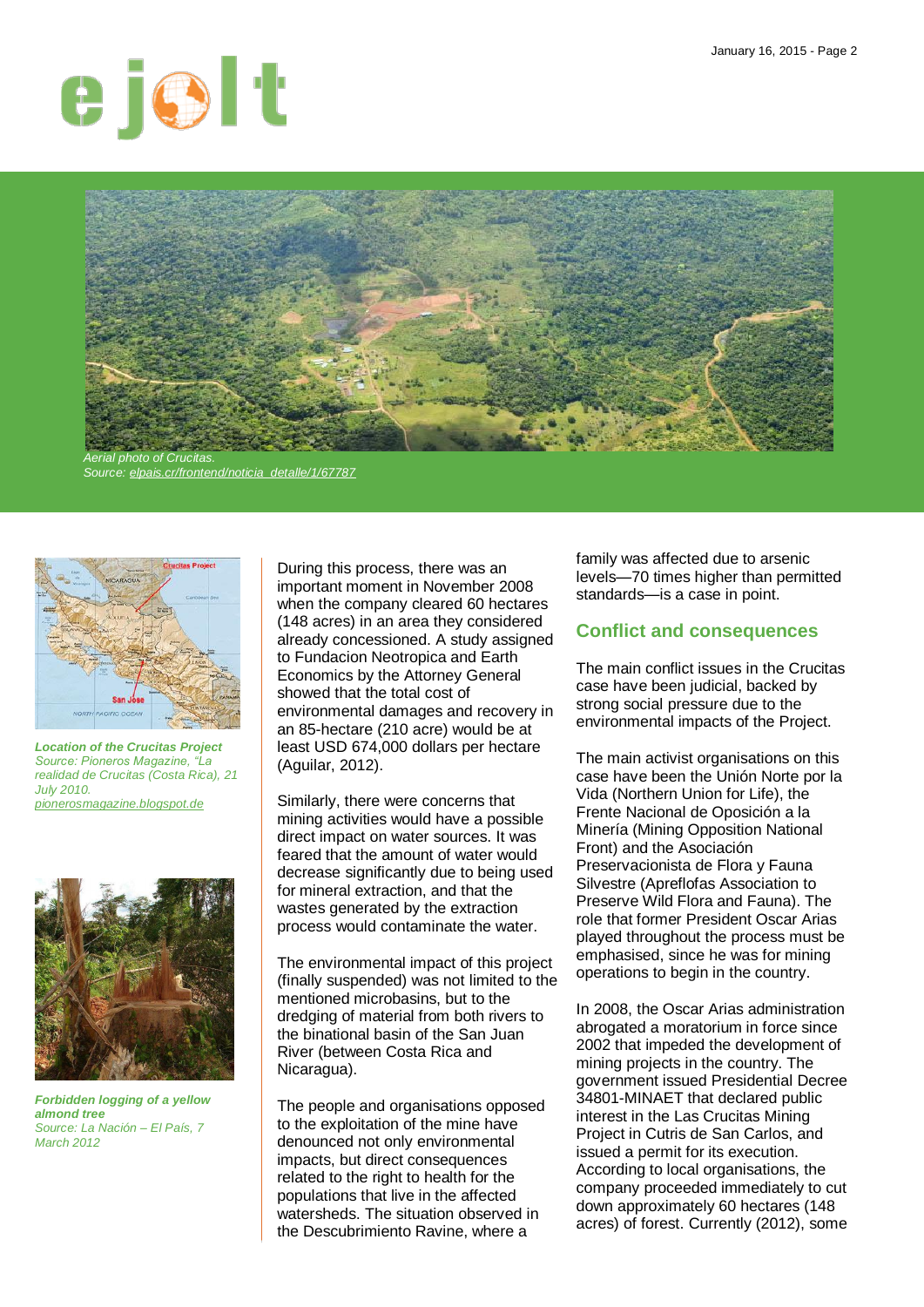*Aerial photo of Crucitas.*
*Source: [elpais.cr/frontend/noticia_detalle/1/67787](elpais.cr/frontend/noticia_detalle/1/67787)*

***Location of the Crucitas Project***
*Source: Pioneros Magazine, "La realidad de Crucitas (Costa Rica), 21 July 2010. [pionerosmagazine.blogspot.de](pionerosmagazine.blogspot.de)*

***Forbidden logging of a yellow almond tree***
*Source: La Nación – El País, 7 March 2012*

During this process, there was an important moment in November 2008 when the company cleared 60 hectares (148 acres) in an area they considered already concessioned. A study assigned to Fundacion Neotropica and Earth Economics by the Attorney General showed that the total cost of environmental damages and recovery in an 85-hectare (210 acre) would be at least USD 674,000 dollars per hectare (Aguilar, 2012).

Similarly, there were concerns that mining activities would have a possible direct impact on water sources. It was feared that the amount of water would decrease significantly due to being used for mineral extraction, and that the wastes generated by the extraction process would contaminate the water.

The environmental impact of this project (finally suspended) was not limited to the mentioned microbasins, but to the dredging of material from both rivers to the binational basin of the San Juan River (between Costa Rica and Nicaragua).

The people and organisations opposed to the exploitation of the mine have denounced not only environmental impacts, but direct consequences related to the right to health for the populations that live in the affected watersheds. The situation observed in the Descubrimiento Ravine, where a family was affected due to arsenic levels—70 times higher than permitted standards—is a case in point.

## Conflict and consequences

The main conflict issues in the Crucitas case have been judicial, backed by strong social pressure due to the environmental impacts of the Project.

The main activist organisations on this case have been the Unión Norte por la Vida (Northern Union for Life), the Frente Nacional de Oposición a la Minería (Mining Opposition National Front) and the Asociación Preservacionista de Flora y Fauna Silvestre (Apreflofas Association to Preserve Wild Flora and Fauna). The role that former President Oscar Arias played throughout the process must be emphasised, since he was for mining operations to begin in the country.

In 2008, the Oscar Arias administration abrogated a moratorium in force since 2002 that impeded the development of mining projects in the country. The government issued Presidential Decree 34801-MINAET that declared public interest in the Las Crucitas Mining Project in Cutris de San Carlos, and issued a permit for its execution. According to local organisations, the company proceeded immediately to cut down approximately 60 hectares (148 acres) of forest. Currently (2012), some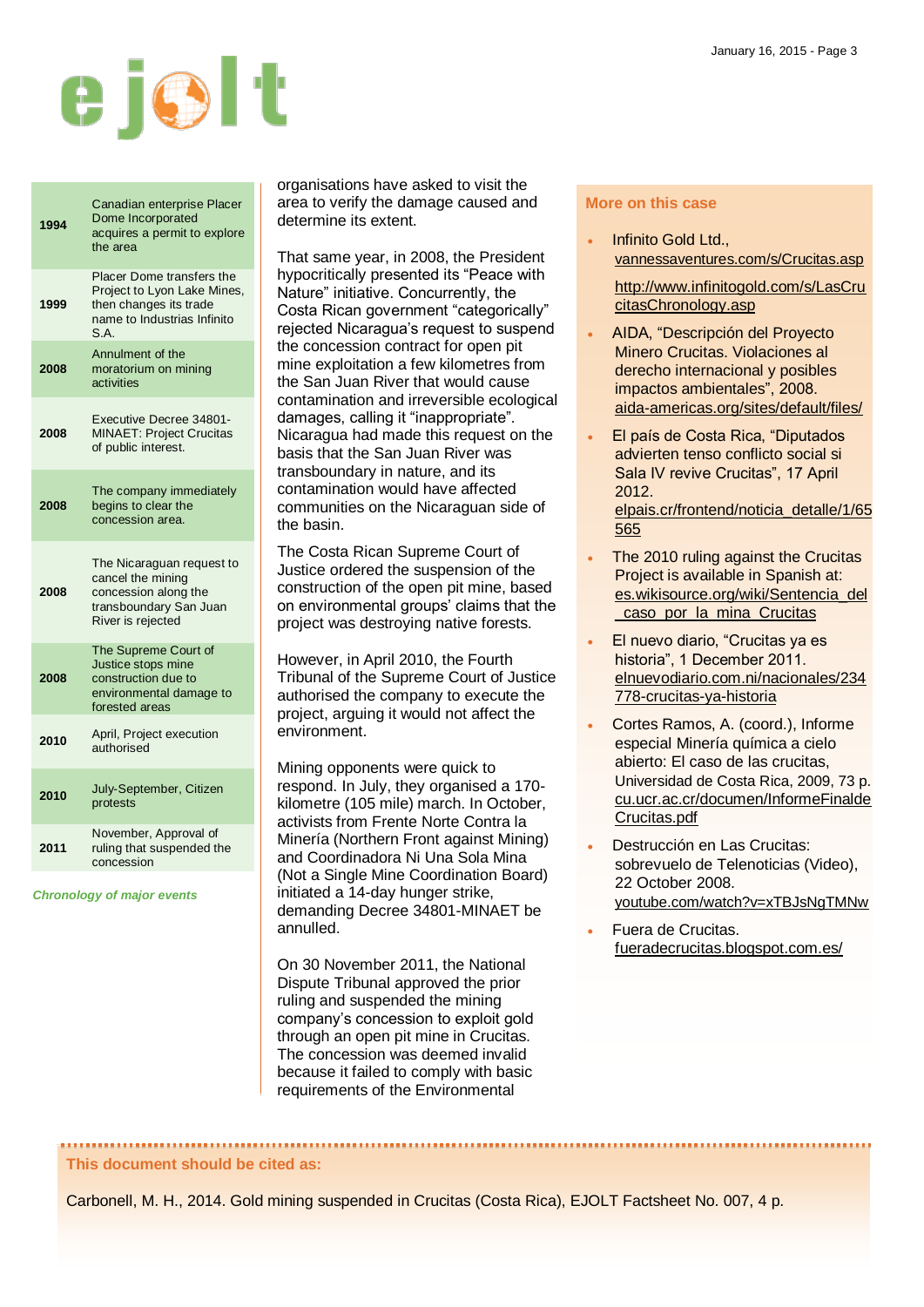| | |
|---|---|
| **1994** | Canadian enterprise Placer Dome Incorporated acquires a permit to explore the area |
| **1999** | Placer Dome transfers the Project to Lyon Lake Mines, then changes its trade name to Industrias Infinito S.A. |
| **2008** | Annulment of the moratorium on mining activities |
| **2008** | Executive Decree 34801-MINAET: Project Crucitas of public interest. |
| **2008** | The company immediately begins to clear the concession area. |
| **2008** | The Nicaraguan request to cancel the mining concession along the transboundary San Juan River is rejected |
| **2008** | The Supreme Court of Justice stops mine construction due to environmental damage to forested areas |
| **2010** | April, Project execution authorised |
| **2010** | July-September, Citizen protests |
| **2011** | November, Approval of ruling that suspended the concession |

*Chronology of major events*

organisations have asked to visit the area to verify the damage caused and determine its extent.

That same year, in 2008, the President hypocritically presented its "Peace with Nature" initiative. Concurrently, the Costa Rican government "categorically" rejected Nicaragua's request to suspend the concession contract for open pit mine exploitation a few kilometres from the San Juan River that would cause contamination and irreversible ecological damages, calling it "inappropriate". Nicaragua had made this request on the basis that the San Juan River was transboundary in nature, and its contamination would have affected communities on the Nicaraguan side of the basin.

The Costa Rican Supreme Court of Justice ordered the suspension of the construction of the open pit mine, based on environmental groups' claims that the project was destroying native forests.

However, in April 2010, the Fourth Tribunal of the Supreme Court of Justice authorised the company to execute the project, arguing it would not affect the environment.

Mining opponents were quick to respond. In July, they organised a 170-kilometre (105 mile) march. In October, activists from Frente Norte Contra la Minería (Northern Front against Mining) and Coordinadora Ni Una Sola Mina (Not a Single Mine Coordination Board) initiated a 14-day hunger strike, demanding Decree 34801-MINAET be annulled.

On 30 November 2011, the National Dispute Tribunal approved the prior ruling and suspended the mining company's concession to exploit gold through an open pit mine in Crucitas. The concession was deemed invalid because it failed to comply with basic requirements of the Environmental

### More on this case

- Infinito Gold Ltd., vannessaventures.com/s/Crucitas.asp
  http://www.infinitogold.com/s/LasCrucitasChronology.asp
- AIDA, "Descripción del Proyecto Minero Crucitas. Violaciones al derecho internacional y posibles impactos ambientales", 2008. aida-americas.org/sites/default/files/
- El país de Costa Rica, "Diputados advierten tenso conflicto social si Sala IV revive Crucitas", 17 April 2012. elpais.cr/frontend/noticia_detalle/1/65565
- The 2010 ruling against the Crucitas Project is available in Spanish at: es.wikisource.org/wiki/Sentencia_del_caso_por_la_mina_Crucitas
- El nuevo diario, "Crucitas ya es historia", 1 December 2011. elnuevodiario.com.ni/nacionales/234778-crucitas-ya-historia
- Cortes Ramos, A. (coord.), Informe especial Minería química a cielo abierto: El caso de las crucitas, Universidad de Costa Rica, 2009, 73 p. cu.ucr.ac.cr/documen/InformeFinaldeCrucitas.pdf
- Destrucción en Las Crucitas: sobrevuelo de Telenoticias (Video), 22 October 2008. youtube.com/watch?v=xTBJsNgTMNw
- Fuera de Crucitas. fueradecrucitas.blogspot.com.es/

**This document should be cited as:**

Carbonell, M. H., 2014. Gold mining suspended in Crucitas (Costa Rica), EJOLT Factsheet No. 007, 4 p.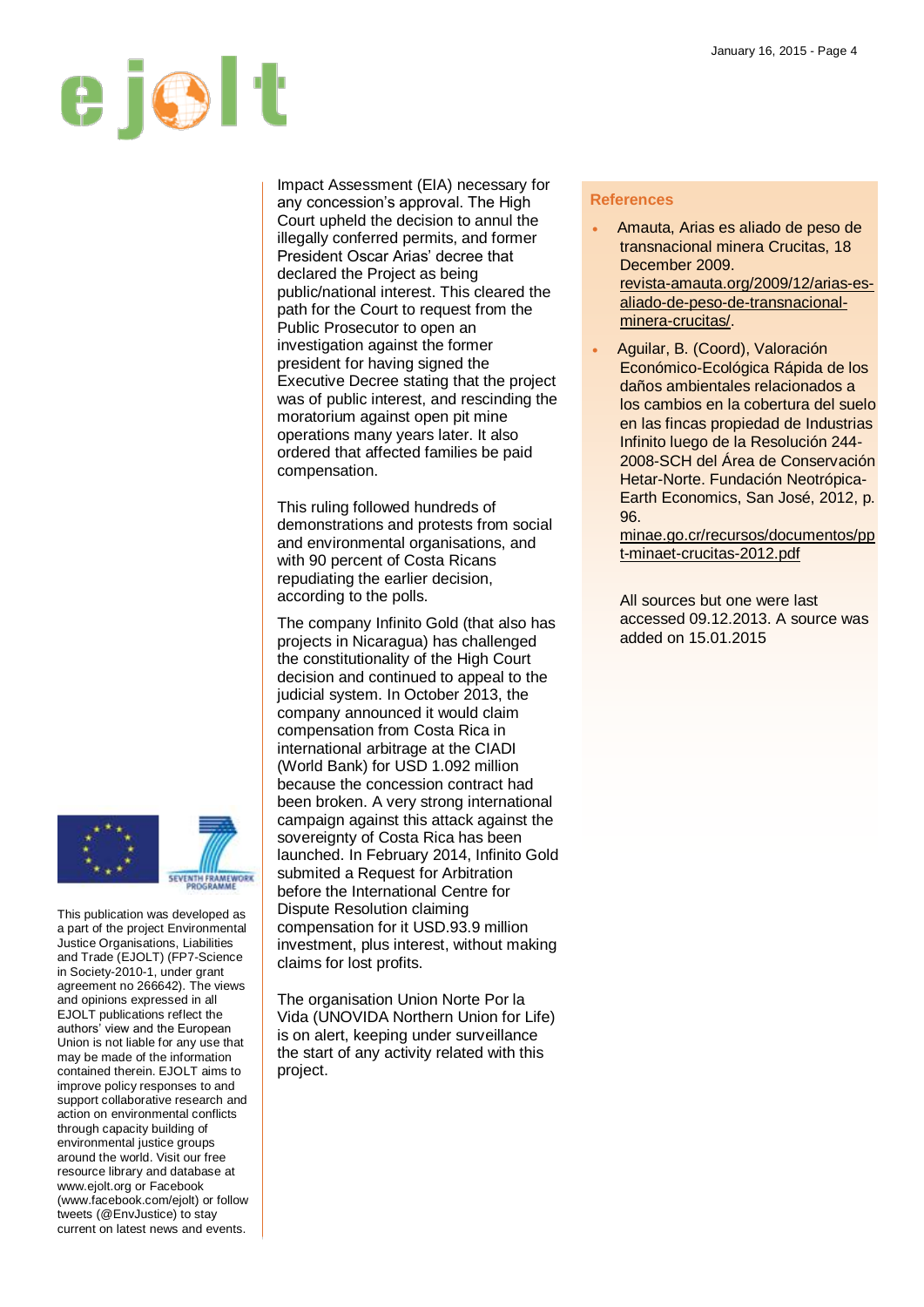Impact Assessment (EIA) necessary for any concession's approval. The High Court upheld the decision to annul the illegally conferred permits, and former President Oscar Arias' decree that declared the Project as being public/national interest. This cleared the path for the Court to request from the Public Prosecutor to open an investigation against the former president for having signed the Executive Decree stating that the project was of public interest, and rescinding the moratorium against open pit mine operations many years later. It also ordered that affected families be paid compensation.

This ruling followed hundreds of demonstrations and protests from social and environmental organisations, and with 90 percent of Costa Ricans repudiating the earlier decision, according to the polls.

The company Infinito Gold (that also has projects in Nicaragua) has challenged the constitutionality of the High Court decision and continued to appeal to the judicial system. In October 2013, the company announced it would claim compensation from Costa Rica in international arbitrage at the CIADI (World Bank) for USD 1.092 million because the concession contract had been broken. A very strong international campaign against this attack against the sovereignty of Costa Rica has been launched. In February 2014, Infinito Gold submited a Request for Arbitration before the International Centre for Dispute Resolution claiming compensation for it USD.93.9 million investment, plus interest, without making claims for lost profits.

The organisation Union Norte Por la Vida (UNOVIDA Northern Union for Life) is on alert, keeping under surveillance the start of any activity related with this project.

### References

- Amauta, Arias es aliado de peso de transnacional minera Crucitas, 18 December 2009. revista-amauta.org/2009/12/arias-es-aliado-de-peso-de-transnacional-minera-crucitas/.
- Aguilar, B. (Coord), Valoración Económico-Ecológica Rápida de los daños ambientales relacionados a los cambios en la cobertura del suelo en las fincas propiedad de Industrias Infinito luego de la Resolución 244-2008-SCH del Área de Conservación Hetar-Norte. Fundación Neotrópica-Earth Economics, San José, 2012, p. 96. minae.go.cr/recursos/documentos/ppt-minaet-crucitas-2012.pdf

All sources but one were last accessed 09.12.2013. A source was added on 15.01.2015

This publication was developed as a part of the project Environmental Justice Organisations, Liabilities and Trade (EJOLT) (FP7-Science in Society-2010-1, under grant agreement no 266642). The views and opinions expressed in all EJOLT publications reflect the authors' view and the European Union is not liable for any use that may be made of the information contained therein. EJOLT aims to improve policy responses to and support collaborative research and action on environmental conflicts through capacity building of environmental justice groups around the world. Visit our free resource library and database at www.ejolt.org or Facebook (www.facebook.com/ejolt) or follow tweets (@EnvJustice) to stay current on latest news and events.